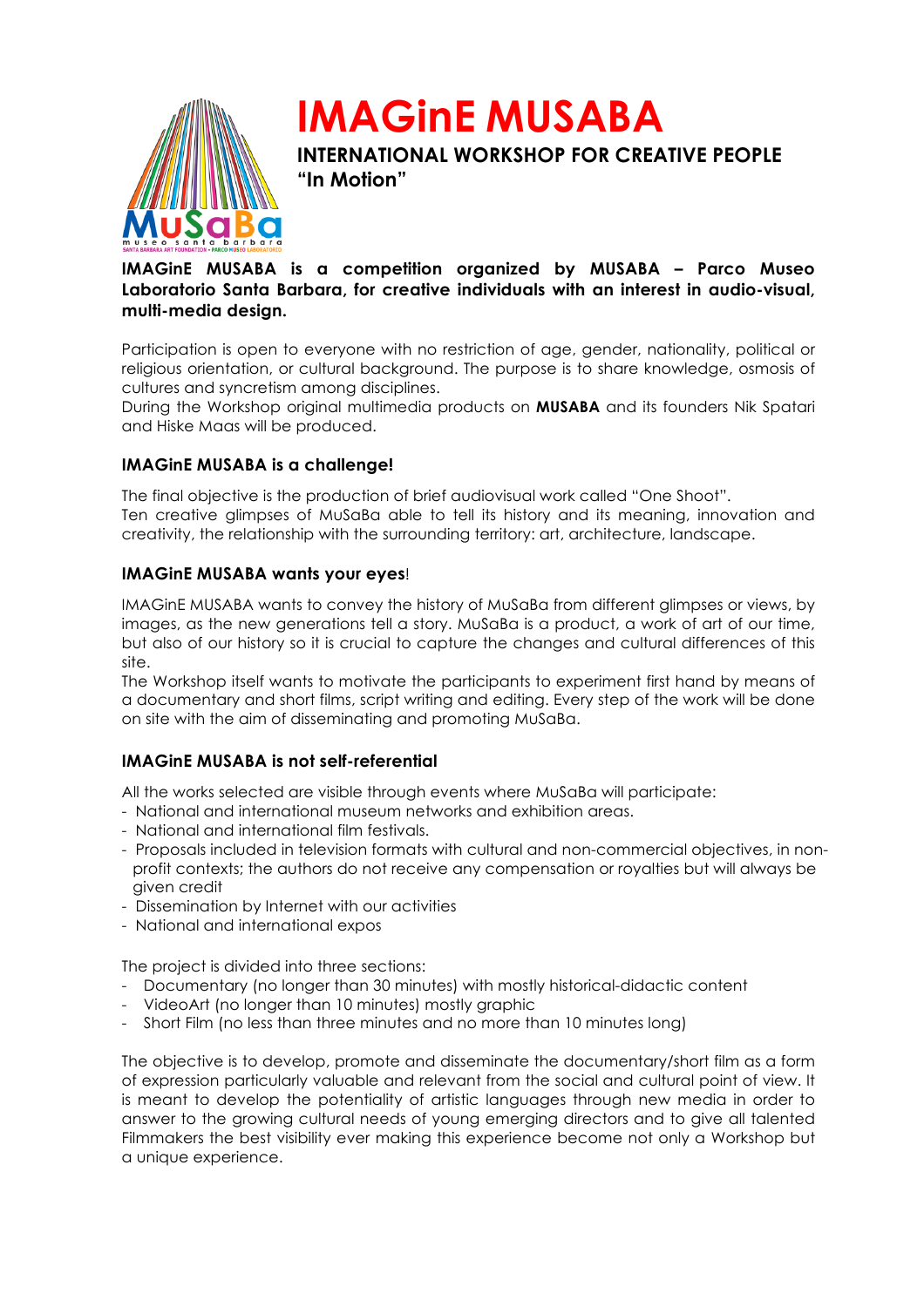# IMAGinE MUSABA

## INTERNATIONAL WORKSHOP FOR CREATIVE PEOPLE "In Motion"

**IMAGinE MUSABA is a competition organized by MUSABA – Parco Museo Laboratorio Santa Barbara, for creative individuals with an interest in audio-visual, multi-media design.**

Participation is open to everyone with no restriction of age, gender, nationality, political or religious orientation, or cultural background. The purpose is to share knowledge, osmosis of cultures and syncretism among disciplines.
During the Workshop original multimedia products on **MUSABA** and its founders Nik Spatari and Hiske Maas will be produced.

### IMAGinE MUSABA is a challenge!

The final objective is the production of brief audiovisual work called "One Shoot".
Ten creative glimpses of MuSaBa able to tell its history and its meaning, innovation and creativity, the relationship with the surrounding territory: art, architecture, landscape.

### IMAGinE MUSABA wants your eyes!

IMAGinE MUSABA wants to convey the history of MuSaBa from different glimpses or views, by images, as the new generations tell a story. MuSaBa is a product, a work of art of our time, but also of our history so it is crucial to capture the changes and cultural differences of this site.
The Workshop itself wants to motivate the participants to experiment first hand by means of a documentary and short films, script writing and editing. Every step of the work will be done on site with the aim of disseminating and promoting MuSaBa.

### IMAGinE MUSABA is not self-referential

All the works selected are visible through events where MuSaBa will participate:

- National and international museum networks and exhibition areas.
- National and international film festivals.
- Proposals included in television formats with cultural and non-commercial objectives, in non-profit contexts; the authors do not receive any compensation or royalties but will always be given credit
- Dissemination by Internet with our activities
- National and international expos

The project is divided into three sections:

- Documentary (no longer than 30 minutes) with mostly historical-didactic content
- VideoArt (no longer than 10 minutes) mostly graphic
- Short Film (no less than three minutes and no more than 10 minutes long)

The objective is to develop, promote and disseminate the documentary/short film as a form of expression particularly valuable and relevant from the social and cultural point of view. It is meant to develop the potentiality of artistic languages through new media in order to answer to the growing cultural needs of young emerging directors and to give all talented Filmmakers the best visibility ever making this experience become not only a Workshop but a unique experience.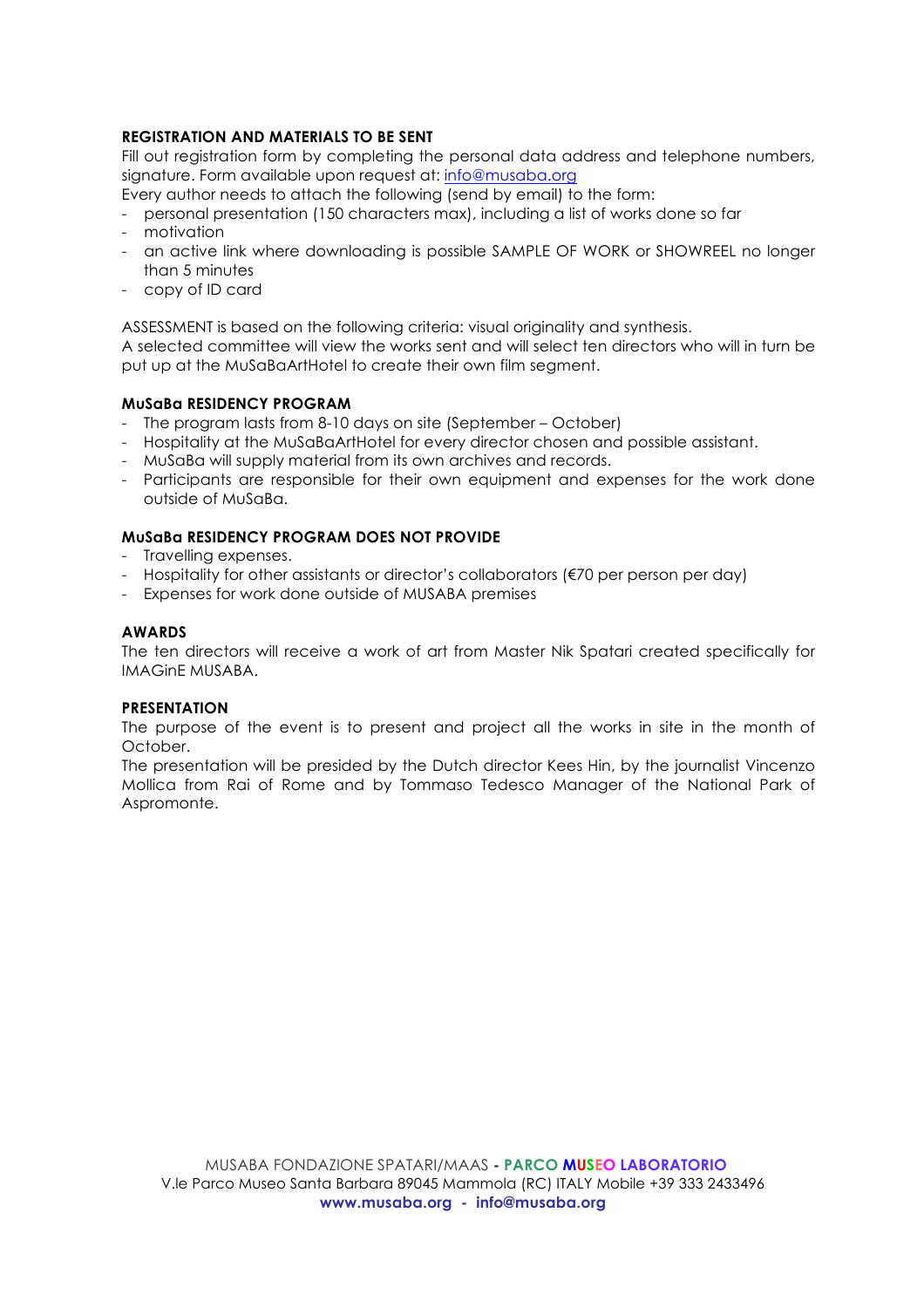### REGISTRATION AND MATERIALS TO BE SENT

Fill out registration form by completing the personal data address and telephone numbers, signature. Form available upon request at: info@musaba.org

Every author needs to attach the following (send by email) to the form:

- personal presentation (150 characters max), including a list of works done so far
- motivation
- an active link where downloading is possible SAMPLE OF WORK or SHOWREEL no longer than 5 minutes
- copy of ID card

ASSESSMENT is based on the following criteria: visual originality and synthesis.

A selected committee will view the works sent and will select ten directors who will in turn be put up at the MuSaBaArtHotel to create their own film segment.

### MuSaBa RESIDENCY PROGRAM

- The program lasts from 8-10 days on site (September – October)
- Hospitality at the MuSaBaArtHotel for every director chosen and possible assistant.
- MuSaBa will supply material from its own archives and records.
- Participants are responsible for their own equipment and expenses for the work done outside of MuSaBa.

### MuSaBa RESIDENCY PROGRAM DOES NOT PROVIDE

- Travelling expenses.
- Hospitality for other assistants or director's collaborators (€70 per person per day)
- Expenses for work done outside of MUSABA premises

### AWARDS

The ten directors will receive a work of art from Master Nik Spatari created specifically for IMAGinE MUSABA.

### PRESENTATION

The purpose of the event is to present and project all the works in site in the month of October.

The presentation will be presided by the Dutch director Kees Hin, by the journalist Vincenzo Mollica from Rai of Rome and by Tommaso Tedesco Manager of the National Park of Aspromonte.

MUSABA FONDAZIONE SPATARI/MAAS - PARCO MUSEO LABORATORIO
V.le Parco Museo Santa Barbara 89045 Mammola (RC) ITALY Mobile +39 333 2433496
**www.musaba.org - info@musaba.org**